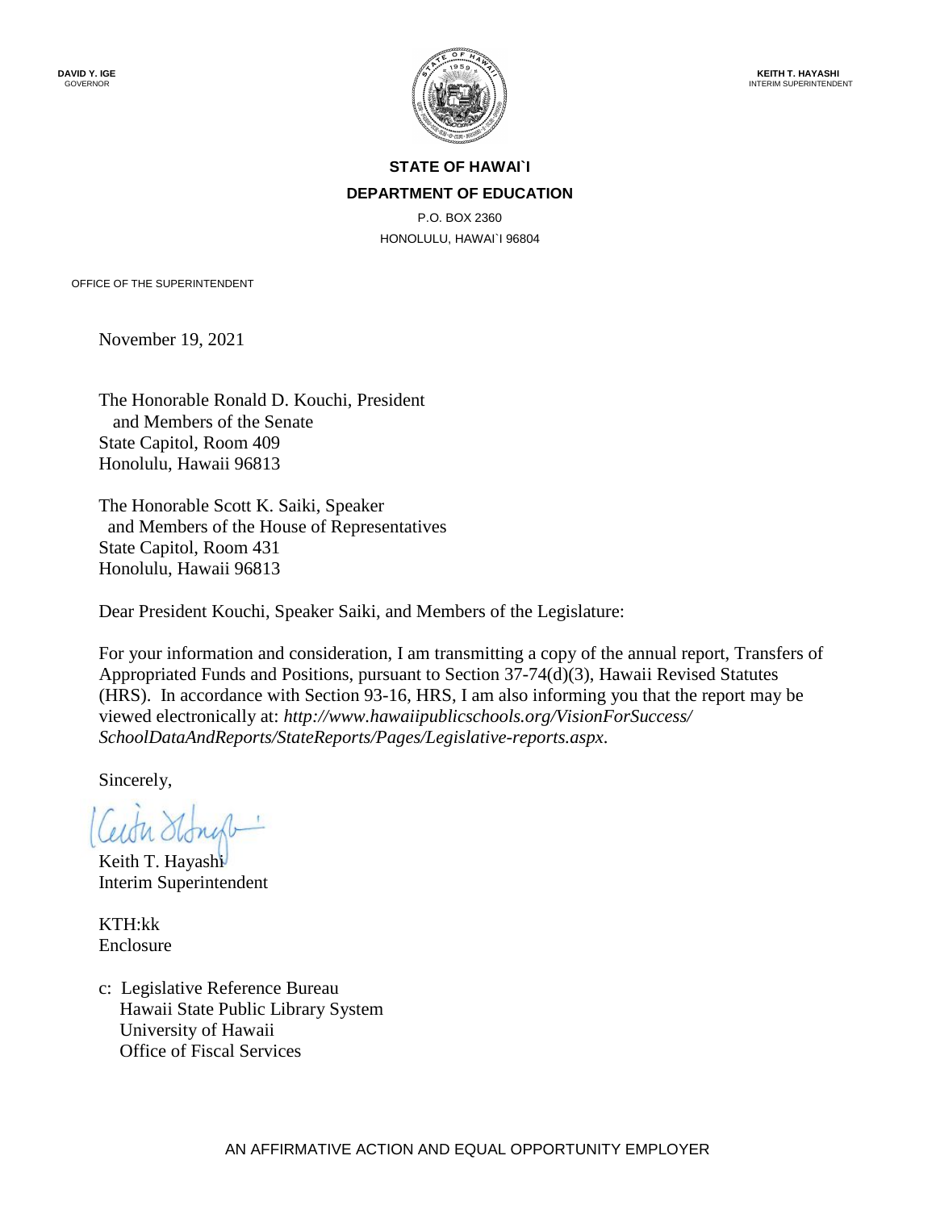**DAVID Y. IGE**
GOVERNOR

**KEITH T. HAYASHI**
INTERIM SUPERINTENDENT

**STATE OF HAWAI`I**
**DEPARTMENT OF EDUCATION**
P.O. BOX 2360
HONOLULU, HAWAI`I 96804

OFFICE OF THE SUPERINTENDENT

November 19, 2021

The Honorable Ronald D. Kouchi, President
and Members of the Senate
State Capitol, Room 409
Honolulu, Hawaii 96813

The Honorable Scott K. Saiki, Speaker
and Members of the House of Representatives
State Capitol, Room 431
Honolulu, Hawaii 96813

Dear President Kouchi, Speaker Saiki, and Members of the Legislature:

For your information and consideration, I am transmitting a copy of the annual report, Transfers of Appropriated Funds and Positions, pursuant to Section 37-74(d)(3), Hawaii Revised Statutes (HRS). In accordance with Section 93-16, HRS, I am also informing you that the report may be viewed electronically at: *http://www.hawaiipublicschools.org/VisionForSuccess/SchoolDataAndReports/StateReports/Pages/Legislative-reports.aspx*.

Sincerely,

Keith T. Hayashi
Interim Superintendent

KTH:kk
Enclosure

c: Legislative Reference Bureau
Hawaii State Public Library System
University of Hawaii
Office of Fiscal Services

AN AFFIRMATIVE ACTION AND EQUAL OPPORTUNITY EMPLOYER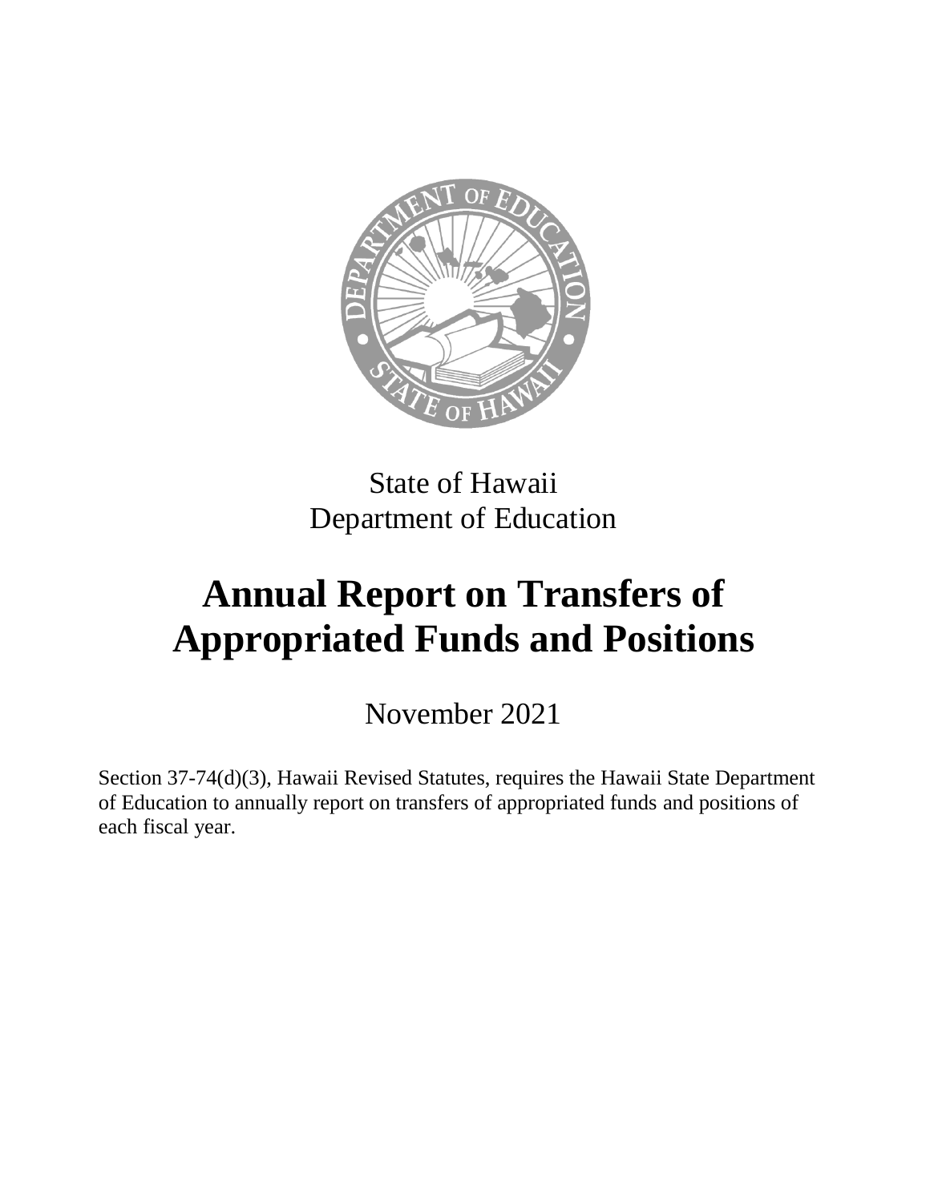State of Hawaii
Department of Education

# Annual Report on Transfers of Appropriated Funds and Positions

November 2021

Section 37-74(d)(3), Hawaii Revised Statutes, requires the Hawaii State Department of Education to annually report on transfers of appropriated funds and positions of each fiscal year.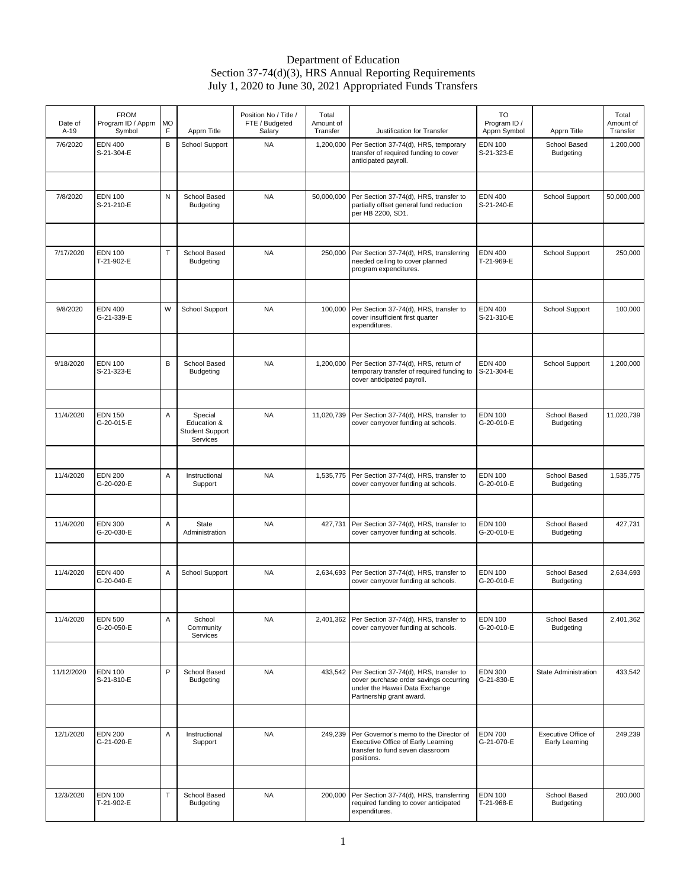# Department of Education
## Section 37-74(d)(3), HRS Annual Reporting Requirements
## July 1, 2020 to June 30, 2021 Appropriated Funds Transfers

| Date of A-19 | FROM Program ID / Apprn Symbol | MOF | Apprn Title | Position No / Title / FTE / Budgeted Salary | Total Amount of Transfer | Justification for Transfer | TO Program ID / Apprn Symbol | Apprn Title | Total Amount of Transfer |
|---|---|---|---|---|---|---|---|---|---|
| 7/6/2020 | EDN 400 S-21-304-E | B | School Support | NA | 1,200,000 | Per Section 37-74(d), HRS, temporary transfer of required funding to cover anticipated payroll. | EDN 100 S-21-323-E | School Based Budgeting | 1,200,000 |
| 7/8/2020 | EDN 100 S-21-210-E | N | School Based Budgeting | NA | 50,000,000 | Per Section 37-74(d), HRS, transfer to partially offset general fund reduction per HB 2200, SD1. | EDN 400 S-21-240-E | School Support | 50,000,000 |
| 7/17/2020 | EDN 100 T-21-902-E | T | School Based Budgeting | NA | 250,000 | Per Section 37-74(d), HRS, transferring needed ceiling to cover planned program expenditures. | EDN 400 T-21-969-E | School Support | 250,000 |
| 9/8/2020 | EDN 400 G-21-339-E | W | School Support | NA | 100,000 | Per Section 37-74(d), HRS, transfer to cover insufficient first quarter expenditures. | EDN 400 S-21-310-E | School Support | 100,000 |
| 9/18/2020 | EDN 100 S-21-323-E | B | School Based Budgeting | NA | 1,200,000 | Per Section 37-74(d), HRS, return of temporary transfer of required funding to cover anticipated payroll. | EDN 400 S-21-304-E | School Support | 1,200,000 |
| 11/4/2020 | EDN 150 G-20-015-E | A | Special Education & Student Support Services | NA | 11,020,739 | Per Section 37-74(d), HRS, transfer to cover carryover funding at schools. | EDN 100 G-20-010-E | School Based Budgeting | 11,020,739 |
| 11/4/2020 | EDN 200 G-20-020-E | A | Instructional Support | NA | 1,535,775 | Per Section 37-74(d), HRS, transfer to cover carryover funding at schools. | EDN 100 G-20-010-E | School Based Budgeting | 1,535,775 |
| 11/4/2020 | EDN 300 G-20-030-E | A | State Administration | NA | 427,731 | Per Section 37-74(d), HRS, transfer to cover carryover funding at schools. | EDN 100 G-20-010-E | School Based Budgeting | 427,731 |
| 11/4/2020 | EDN 400 G-20-040-E | A | School Support | NA | 2,634,693 | Per Section 37-74(d), HRS, transfer to cover carryover funding at schools. | EDN 100 G-20-010-E | School Based Budgeting | 2,634,693 |
| 11/4/2020 | EDN 500 G-20-050-E | A | School Community Services | NA | 2,401,362 | Per Section 37-74(d), HRS, transfer to cover carryover funding at schools. | EDN 100 G-20-010-E | School Based Budgeting | 2,401,362 |
| 11/12/2020 | EDN 100 S-21-810-E | P | School Based Budgeting | NA | 433,542 | Per Section 37-74(d), HRS, transfer to cover purchase order savings occurring under the Hawaii Data Exchange Partnership grant award. | EDN 300 G-21-830-E | State Administration | 433,542 |
| 12/1/2020 | EDN 200 G-21-020-E | A | Instructional Support | NA | 249,239 | Per Governor's memo to the Director of Executive Office of Early Learning transfer to fund seven classroom positions. | EDN 700 G-21-070-E | Executive Office of Early Learning | 249,239 |
| 12/3/2020 | EDN 100 T-21-902-E | T | School Based Budgeting | NA | 200,000 | Per Section 37-74(d), HRS, transferring required funding to cover anticipated expenditures. | EDN 100 T-21-968-E | School Based Budgeting | 200,000 |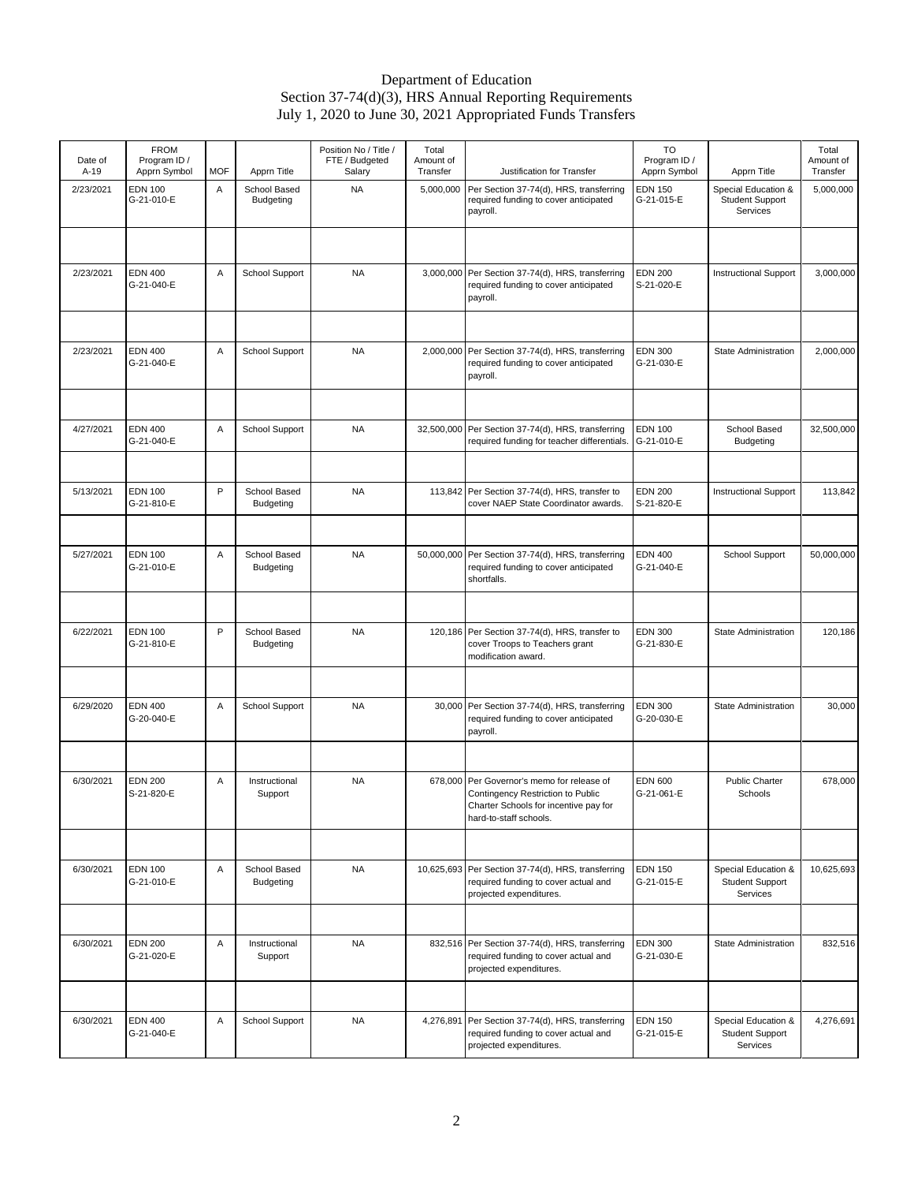# Department of Education
## Section 37-74(d)(3), HRS Annual Reporting Requirements
## July 1, 2020 to June 30, 2021 Appropriated Funds Transfers

| Date of A-19 | FROM Program ID / Apprn Symbol | MOF | Apprn Title | Position No / Title / FTE / Budgeted Salary | Total Amount of Transfer | Justification for Transfer | TO Program ID / Apprn Symbol | Apprn Title | Total Amount of Transfer |
|---|---|---|---|---|---|---|---|---|---|
| 2/23/2021 | EDN 100 G-21-010-E | A | School Based Budgeting | NA | 5,000,000 | Per Section 37-74(d), HRS, transferring required funding to cover anticipated payroll. | EDN 150 G-21-015-E | Special Education & Student Support Services | 5,000,000 |
| 2/23/2021 | EDN 400 G-21-040-E | A | School Support | NA | 3,000,000 | Per Section 37-74(d), HRS, transferring required funding to cover anticipated payroll. | EDN 200 S-21-020-E | Instructional Support | 3,000,000 |
| 2/23/2021 | EDN 400 G-21-040-E | A | School Support | NA | 2,000,000 | Per Section 37-74(d), HRS, transferring required funding to cover anticipated payroll. | EDN 300 G-21-030-E | State Administration | 2,000,000 |
| 4/27/2021 | EDN 400 G-21-040-E | A | School Support | NA | 32,500,000 | Per Section 37-74(d), HRS, transferring required funding for teacher differentials. | EDN 100 G-21-010-E | School Based Budgeting | 32,500,000 |
| 5/13/2021 | EDN 100 G-21-810-E | P | School Based Budgeting | NA | 113,842 | Per Section 37-74(d), HRS, transfer to cover NAEP State Coordinator awards. | EDN 200 S-21-820-E | Instructional Support | 113,842 |
| 5/27/2021 | EDN 100 G-21-010-E | A | School Based Budgeting | NA | 50,000,000 | Per Section 37-74(d), HRS, transferring required funding to cover anticipated shortfalls. | EDN 400 G-21-040-E | School Support | 50,000,000 |
| 6/22/2021 | EDN 100 G-21-810-E | P | School Based Budgeting | NA | 120,186 | Per Section 37-74(d), HRS, transfer to cover Troops to Teachers grant modification award. | EDN 300 G-21-830-E | State Administration | 120,186 |
| 6/29/2020 | EDN 400 G-20-040-E | A | School Support | NA | 30,000 | Per Section 37-74(d), HRS, transferring required funding to cover anticipated payroll. | EDN 300 G-20-030-E | State Administration | 30,000 |
| 6/30/2021 | EDN 200 S-21-820-E | A | Instructional Support | NA | 678,000 | Per Governor's memo for release of Contingency Restriction to Public Charter Schools for incentive pay for hard-to-staff schools. | EDN 600 G-21-061-E | Public Charter Schools | 678,000 |
| 6/30/2021 | EDN 100 G-21-010-E | A | School Based Budgeting | NA | 10,625,693 | Per Section 37-74(d), HRS, transferring required funding to cover actual and projected expenditures. | EDN 150 G-21-015-E | Special Education & Student Support Services | 10,625,693 |
| 6/30/2021 | EDN 200 G-21-020-E | A | Instructional Support | NA | 832,516 | Per Section 37-74(d), HRS, transferring required funding to cover actual and projected expenditures. | EDN 300 G-21-030-E | State Administration | 832,516 |
| 6/30/2021 | EDN 400 G-21-040-E | A | School Support | NA | 4,276,891 | Per Section 37-74(d), HRS, transferring required funding to cover actual and projected expenditures. | EDN 150 G-21-015-E | Special Education & Student Support Services | 4,276,691 |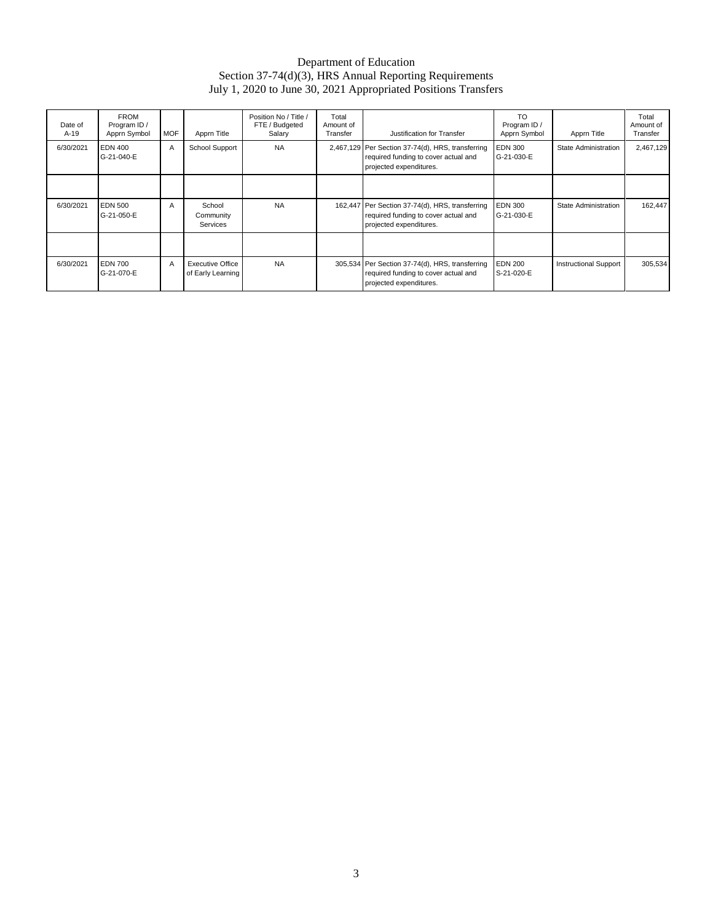Department of Education
Section 37-74(d)(3), HRS Annual Reporting Requirements
July 1, 2020 to June 30, 2021 Appropriated Positions Transfers

| Date of A-19 | FROM Program ID / Apprn Symbol | MOF | Apprn Title | Position No / Title / FTE / Budgeted Salary | Total Amount of Transfer | Justification for Transfer | TO Program ID / Apprn Symbol | Apprn Title | Total Amount of Transfer |
|---|---|---|---|---|---|---|---|---|---|
| 6/30/2021 | EDN 400 G-21-040-E | A | School Support | NA | 2,467,129 | Per Section 37-74(d), HRS, transferring required funding to cover actual and projected expenditures. | EDN 300 G-21-030-E | State Administration | 2,467,129 |
| | | | | | | | | | |
| 6/30/2021 | EDN 500 G-21-050-E | A | School Community Services | NA | 162,447 | Per Section 37-74(d), HRS, transferring required funding to cover actual and projected expenditures. | EDN 300 G-21-030-E | State Administration | 162,447 |
| | | | | | | | | | |
| 6/30/2021 | EDN 700 G-21-070-E | A | Executive Office of Early Learning | NA | 305,534 | Per Section 37-74(d), HRS, transferring required funding to cover actual and projected expenditures. | EDN 200 S-21-020-E | Instructional Support | 305,534 |